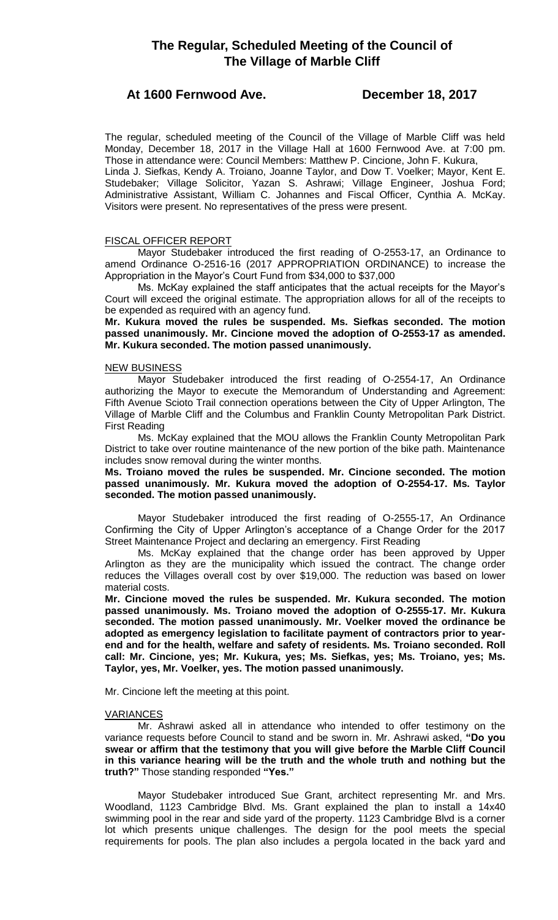# The Regular, Scheduled Meeting of the Council of The Village of Marble Cliff

**At 1600 Fernwood Ave. December 18, 2017**

The regular, scheduled meeting of the Council of the Village of Marble Cliff was held Monday, December 18, 2017 in the Village Hall at 1600 Fernwood Ave. at 7:00 pm. Those in attendance were: Council Members: Matthew P. Cincione, John F. Kukura, Linda J. Siefkas, Kendy A. Troiano, Joanne Taylor, and Dow T. Voelker; Mayor, Kent E. Studebaker; Village Solicitor, Yazan S. Ashrawi; Village Engineer, Joshua Ford; Administrative Assistant, William C. Johannes and Fiscal Officer, Cynthia A. McKay. Visitors were present. No representatives of the press were present.

FISCAL OFFICER REPORT

Mayor Studebaker introduced the first reading of O-2553-17, an Ordinance to amend Ordinance O-2516-16 (2017 APPROPRIATION ORDINANCE) to increase the Appropriation in the Mayor's Court Fund from $34,000 to $37,000

Ms. McKay explained the staff anticipates that the actual receipts for the Mayor's Court will exceed the original estimate. The appropriation allows for all of the receipts to be expended as required with an agency fund.

**Mr. Kukura moved the rules be suspended. Ms. Siefkas seconded. The motion passed unanimously. Mr. Cincione moved the adoption of O-2553-17 as amended. Mr. Kukura seconded. The motion passed unanimously.**

NEW BUSINESS

Mayor Studebaker introduced the first reading of O-2554-17, An Ordinance authorizing the Mayor to execute the Memorandum of Understanding and Agreement: Fifth Avenue Scioto Trail connection operations between the City of Upper Arlington, The Village of Marble Cliff and the Columbus and Franklin County Metropolitan Park District. First Reading

Ms. McKay explained that the MOU allows the Franklin County Metropolitan Park District to take over routine maintenance of the new portion of the bike path. Maintenance includes snow removal during the winter months.

**Ms. Troiano moved the rules be suspended. Mr. Cincione seconded. The motion passed unanimously. Mr. Kukura moved the adoption of O-2554-17. Ms. Taylor seconded. The motion passed unanimously.**

Mayor Studebaker introduced the first reading of O-2555-17, An Ordinance Confirming the City of Upper Arlington's acceptance of a Change Order for the 2017 Street Maintenance Project and declaring an emergency. First Reading

Ms. McKay explained that the change order has been approved by Upper Arlington as they are the municipality which issued the contract. The change order reduces the Villages overall cost by over $19,000. The reduction was based on lower material costs.

**Mr. Cincione moved the rules be suspended. Mr. Kukura seconded. The motion passed unanimously. Ms. Troiano moved the adoption of O-2555-17. Mr. Kukura seconded. The motion passed unanimously. Mr. Voelker moved the ordinance be adopted as emergency legislation to facilitate payment of contractors prior to year-end and for the health, welfare and safety of residents. Ms. Troiano seconded. Roll call: Mr. Cincione, yes; Mr. Kukura, yes; Ms. Siefkas, yes; Ms. Troiano, yes; Ms. Taylor, yes, Mr. Voelker, yes. The motion passed unanimously.**

Mr. Cincione left the meeting at this point.

VARIANCES

Mr. Ashrawi asked all in attendance who intended to offer testimony on the variance requests before Council to stand and be sworn in. Mr. Ashrawi asked, **"Do you swear or affirm that the testimony that you will give before the Marble Cliff Council in this variance hearing will be the truth and the whole truth and nothing but the truth?"** Those standing responded **"Yes."**

Mayor Studebaker introduced Sue Grant, architect representing Mr. and Mrs. Woodland, 1123 Cambridge Blvd. Ms. Grant explained the plan to install a 14x40 swimming pool in the rear and side yard of the property. 1123 Cambridge Blvd is a corner lot which presents unique challenges. The design for the pool meets the special requirements for pools. The plan also includes a pergola located in the back yard and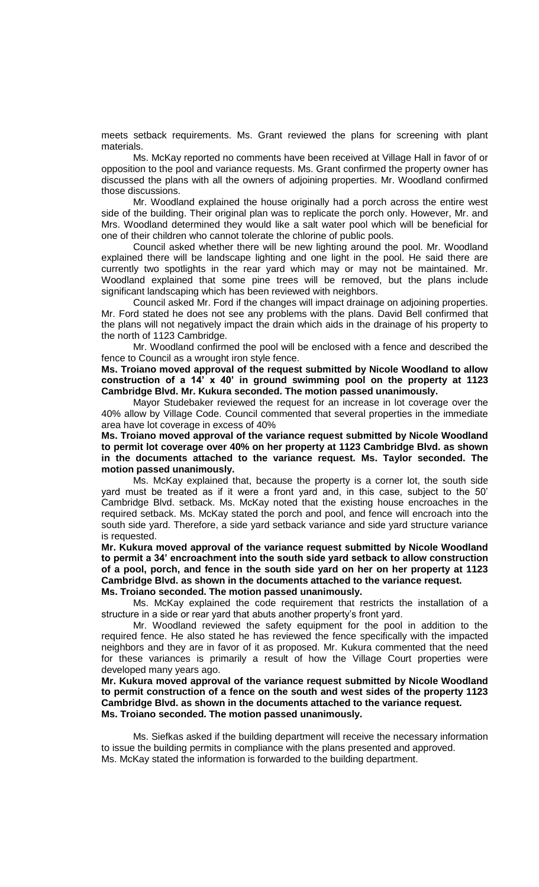meets setback requirements. Ms. Grant reviewed the plans for screening with plant materials.

Ms. McKay reported no comments have been received at Village Hall in favor of or opposition to the pool and variance requests. Ms. Grant confirmed the property owner has discussed the plans with all the owners of adjoining properties. Mr. Woodland confirmed those discussions.

Mr. Woodland explained the house originally had a porch across the entire west side of the building. Their original plan was to replicate the porch only. However, Mr. and Mrs. Woodland determined they would like a salt water pool which will be beneficial for one of their children who cannot tolerate the chlorine of public pools.

Council asked whether there will be new lighting around the pool. Mr. Woodland explained there will be landscape lighting and one light in the pool. He said there are currently two spotlights in the rear yard which may or may not be maintained. Mr. Woodland explained that some pine trees will be removed, but the plans include significant landscaping which has been reviewed with neighbors.

Council asked Mr. Ford if the changes will impact drainage on adjoining properties. Mr. Ford stated he does not see any problems with the plans. David Bell confirmed that the plans will not negatively impact the drain which aids in the drainage of his property to the north of 1123 Cambridge.

Mr. Woodland confirmed the pool will be enclosed with a fence and described the fence to Council as a wrought iron style fence.

**Ms. Troiano moved approval of the request submitted by Nicole Woodland to allow construction of a 14' x 40' in ground swimming pool on the property at 1123 Cambridge Blvd. Mr. Kukura seconded. The motion passed unanimously.**

Mayor Studebaker reviewed the request for an increase in lot coverage over the 40% allow by Village Code. Council commented that several properties in the immediate area have lot coverage in excess of 40%

**Ms. Troiano moved approval of the variance request submitted by Nicole Woodland to permit lot coverage over 40% on her property at 1123 Cambridge Blvd. as shown in the documents attached to the variance request. Ms. Taylor seconded. The motion passed unanimously.**

Ms. McKay explained that, because the property is a corner lot, the south side yard must be treated as if it were a front yard and, in this case, subject to the 50' Cambridge Blvd. setback. Ms. McKay noted that the existing house encroaches in the required setback. Ms. McKay stated the porch and pool, and fence will encroach into the south side yard. Therefore, a side yard setback variance and side yard structure variance is requested.

**Mr. Kukura moved approval of the variance request submitted by Nicole Woodland to permit a 34' encroachment into the south side yard setback to allow construction of a pool, porch, and fence in the south side yard on her on her property at 1123 Cambridge Blvd. as shown in the documents attached to the variance request. Ms. Troiano seconded. The motion passed unanimously.**

Ms. McKay explained the code requirement that restricts the installation of a structure in a side or rear yard that abuts another property's front yard.

Mr. Woodland reviewed the safety equipment for the pool in addition to the required fence. He also stated he has reviewed the fence specifically with the impacted neighbors and they are in favor of it as proposed. Mr. Kukura commented that the need for these variances is primarily a result of how the Village Court properties were developed many years ago.

**Mr. Kukura moved approval of the variance request submitted by Nicole Woodland to permit construction of a fence on the south and west sides of the property 1123 Cambridge Blvd. as shown in the documents attached to the variance request. Ms. Troiano seconded. The motion passed unanimously.**

Ms. Siefkas asked if the building department will receive the necessary information to issue the building permits in compliance with the plans presented and approved. Ms. McKay stated the information is forwarded to the building department.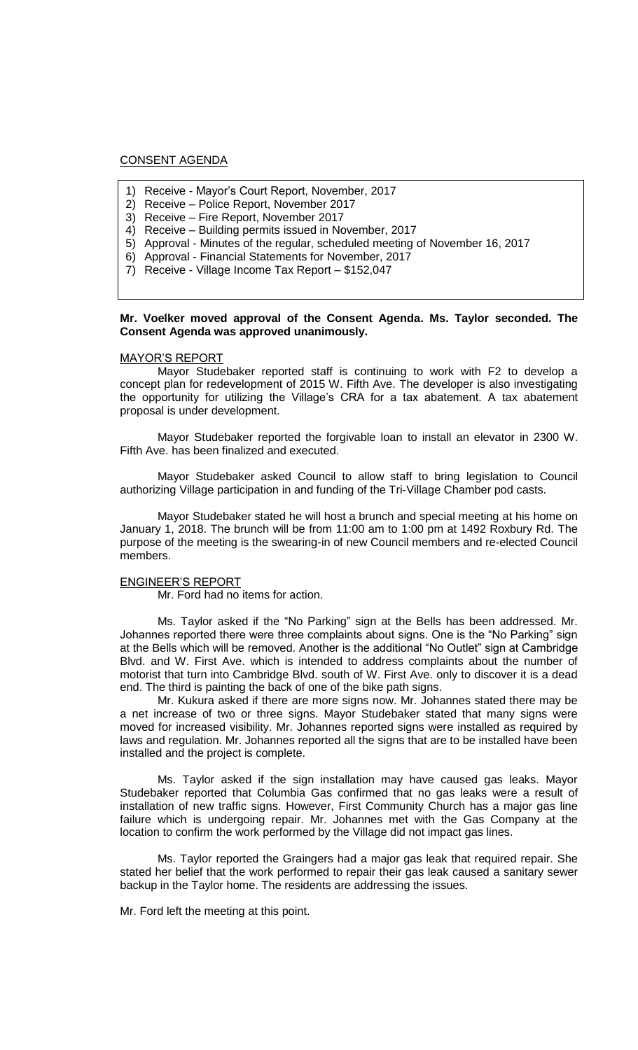CONSENT AGENDA

1) Receive - Mayor's Court Report, November, 2017
2) Receive – Police Report, November 2017
3) Receive – Fire Report, November 2017
4) Receive – Building permits issued in November, 2017
5) Approval - Minutes of the regular, scheduled meeting of November 16, 2017
6) Approval - Financial Statements for November, 2017
7) Receive - Village Income Tax Report – $152,047

**Mr. Voelker moved approval of the Consent Agenda. Ms. Taylor seconded. The Consent Agenda was approved unanimously.**

MAYOR'S REPORT

Mayor Studebaker reported staff is continuing to work with F2 to develop a concept plan for redevelopment of 2015 W. Fifth Ave. The developer is also investigating the opportunity for utilizing the Village's CRA for a tax abatement. A tax abatement proposal is under development.

Mayor Studebaker reported the forgivable loan to install an elevator in 2300 W. Fifth Ave. has been finalized and executed.

Mayor Studebaker asked Council to allow staff to bring legislation to Council authorizing Village participation in and funding of the Tri-Village Chamber pod casts.

Mayor Studebaker stated he will host a brunch and special meeting at his home on January 1, 2018. The brunch will be from 11:00 am to 1:00 pm at 1492 Roxbury Rd. The purpose of the meeting is the swearing-in of new Council members and re-elected Council members.

ENGINEER'S REPORT

Mr. Ford had no items for action.

Ms. Taylor asked if the "No Parking" sign at the Bells has been addressed. Mr. Johannes reported there were three complaints about signs. One is the "No Parking" sign at the Bells which will be removed. Another is the additional "No Outlet" sign at Cambridge Blvd. and W. First Ave. which is intended to address complaints about the number of motorist that turn into Cambridge Blvd. south of W. First Ave. only to discover it is a dead end. The third is painting the back of one of the bike path signs.

Mr. Kukura asked if there are more signs now. Mr. Johannes stated there may be a net increase of two or three signs. Mayor Studebaker stated that many signs were moved for increased visibility. Mr. Johannes reported signs were installed as required by laws and regulation. Mr. Johannes reported all the signs that are to be installed have been installed and the project is complete.

Ms. Taylor asked if the sign installation may have caused gas leaks. Mayor Studebaker reported that Columbia Gas confirmed that no gas leaks were a result of installation of new traffic signs. However, First Community Church has a major gas line failure which is undergoing repair. Mr. Johannes met with the Gas Company at the location to confirm the work performed by the Village did not impact gas lines.

Ms. Taylor reported the Graingers had a major gas leak that required repair. She stated her belief that the work performed to repair their gas leak caused a sanitary sewer backup in the Taylor home. The residents are addressing the issues.

Mr. Ford left the meeting at this point.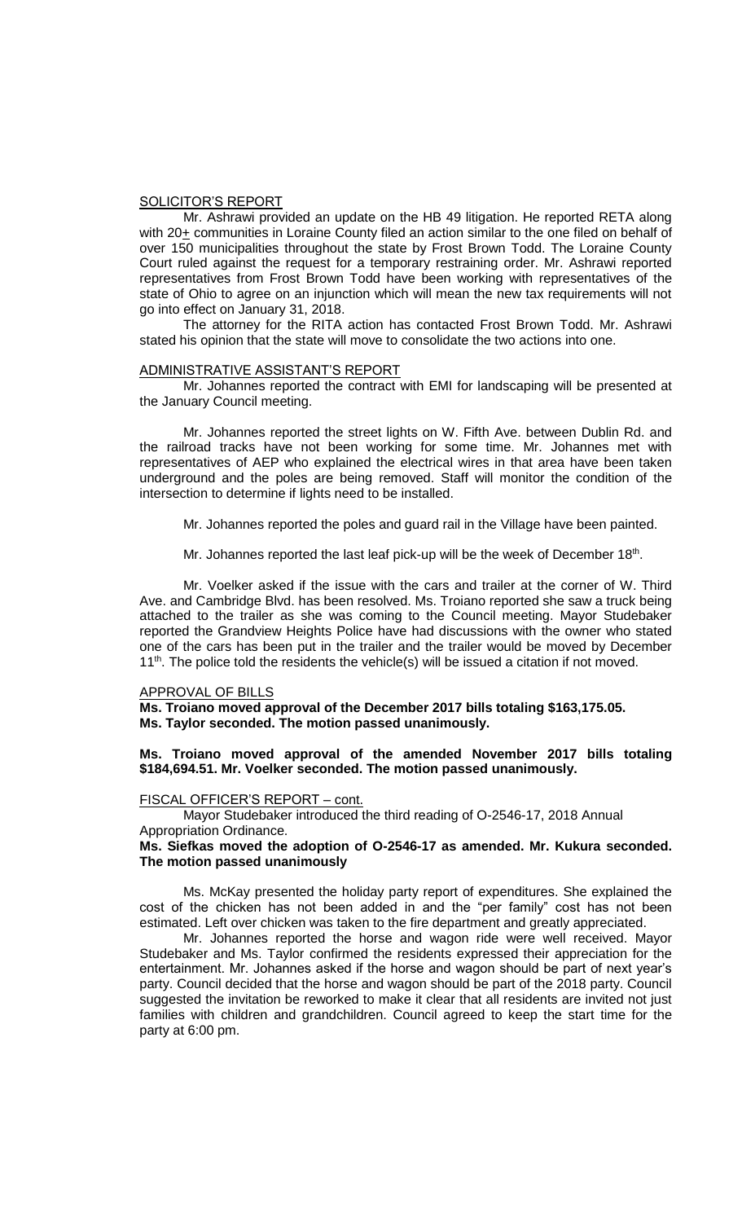SOLICITOR'S REPORT

Mr. Ashrawi provided an update on the HB 49 litigation. He reported RETA along with 20+ communities in Loraine County filed an action similar to the one filed on behalf of over 150 municipalities throughout the state by Frost Brown Todd. The Loraine County Court ruled against the request for a temporary restraining order. Mr. Ashrawi reported representatives from Frost Brown Todd have been working with representatives of the state of Ohio to agree on an injunction which will mean the new tax requirements will not go into effect on January 31, 2018.

The attorney for the RITA action has contacted Frost Brown Todd. Mr. Ashrawi stated his opinion that the state will move to consolidate the two actions into one.

ADMINISTRATIVE ASSISTANT'S REPORT

Mr. Johannes reported the contract with EMI for landscaping will be presented at the January Council meeting.

Mr. Johannes reported the street lights on W. Fifth Ave. between Dublin Rd. and the railroad tracks have not been working for some time. Mr. Johannes met with representatives of AEP who explained the electrical wires in that area have been taken underground and the poles are being removed. Staff will monitor the condition of the intersection to determine if lights need to be installed.

Mr. Johannes reported the poles and guard rail in the Village have been painted.

Mr. Johannes reported the last leaf pick-up will be the week of December 18th.

Mr. Voelker asked if the issue with the cars and trailer at the corner of W. Third Ave. and Cambridge Blvd. has been resolved. Ms. Troiano reported she saw a truck being attached to the trailer as she was coming to the Council meeting. Mayor Studebaker reported the Grandview Heights Police have had discussions with the owner who stated one of the cars has been put in the trailer and the trailer would be moved by December 11th. The police told the residents the vehicle(s) will be issued a citation if not moved.

APPROVAL OF BILLS

**Ms. Troiano moved approval of the December 2017 bills totaling $163,175.05. Ms. Taylor seconded. The motion passed unanimously.**

**Ms. Troiano moved approval of the amended November 2017 bills totaling $184,694.51. Mr. Voelker seconded. The motion passed unanimously.**

FISCAL OFFICER'S REPORT – cont.

Mayor Studebaker introduced the third reading of O-2546-17, 2018 Annual Appropriation Ordinance.

**Ms. Siefkas moved the adoption of O-2546-17 as amended. Mr. Kukura seconded. The motion passed unanimously**

Ms. McKay presented the holiday party report of expenditures. She explained the cost of the chicken has not been added in and the "per family" cost has not been estimated. Left over chicken was taken to the fire department and greatly appreciated.

Mr. Johannes reported the horse and wagon ride were well received. Mayor Studebaker and Ms. Taylor confirmed the residents expressed their appreciation for the entertainment. Mr. Johannes asked if the horse and wagon should be part of next year's party. Council decided that the horse and wagon should be part of the 2018 party. Council suggested the invitation be reworked to make it clear that all residents are invited not just families with children and grandchildren. Council agreed to keep the start time for the party at 6:00 pm.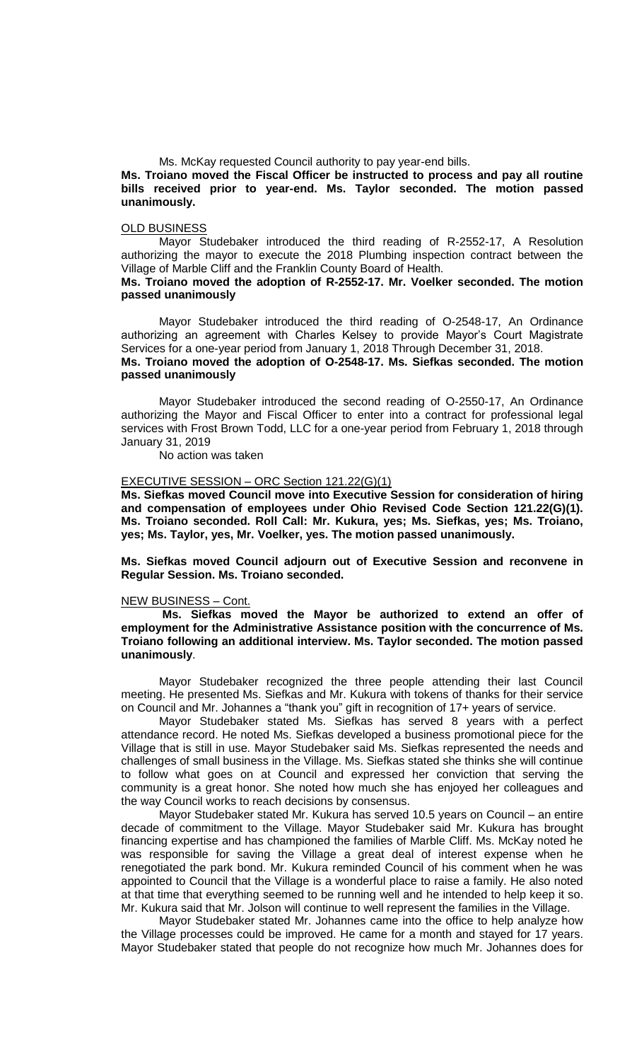Ms. McKay requested Council authority to pay year-end bills.

**Ms. Troiano moved the Fiscal Officer be instructed to process and pay all routine bills received prior to year-end. Ms. Taylor seconded. The motion passed unanimously.**

OLD BUSINESS

Mayor Studebaker introduced the third reading of R-2552-17, A Resolution authorizing the mayor to execute the 2018 Plumbing inspection contract between the Village of Marble Cliff and the Franklin County Board of Health.

**Ms. Troiano moved the adoption of R-2552-17. Mr. Voelker seconded. The motion passed unanimously**

Mayor Studebaker introduced the third reading of O-2548-17, An Ordinance authorizing an agreement with Charles Kelsey to provide Mayor's Court Magistrate Services for a one-year period from January 1, 2018 Through December 31, 2018.

**Ms. Troiano moved the adoption of O-2548-17. Ms. Siefkas seconded. The motion passed unanimously**

Mayor Studebaker introduced the second reading of O-2550-17, An Ordinance authorizing the Mayor and Fiscal Officer to enter into a contract for professional legal services with Frost Brown Todd, LLC for a one-year period from February 1, 2018 through January 31, 2019

No action was taken

EXECUTIVE SESSION – ORC Section 121.22(G)(1)

**Ms. Siefkas moved Council move into Executive Session for consideration of hiring and compensation of employees under Ohio Revised Code Section 121.22(G)(1). Ms. Troiano seconded. Roll Call: Mr. Kukura, yes; Ms. Siefkas, yes; Ms. Troiano, yes; Ms. Taylor, yes, Mr. Voelker, yes. The motion passed unanimously.**

**Ms. Siefkas moved Council adjourn out of Executive Session and reconvene in Regular Session. Ms. Troiano seconded.**

NEW BUSINESS – Cont.

**Ms. Siefkas moved the Mayor be authorized to extend an offer of employment for the Administrative Assistance position with the concurrence of Ms. Troiano following an additional interview. Ms. Taylor seconded. The motion passed unanimously**.

Mayor Studebaker recognized the three people attending their last Council meeting. He presented Ms. Siefkas and Mr. Kukura with tokens of thanks for their service on Council and Mr. Johannes a "thank you" gift in recognition of 17+ years of service.

Mayor Studebaker stated Ms. Siefkas has served 8 years with a perfect attendance record. He noted Ms. Siefkas developed a business promotional piece for the Village that is still in use. Mayor Studebaker said Ms. Siefkas represented the needs and challenges of small business in the Village. Ms. Siefkas stated she thinks she will continue to follow what goes on at Council and expressed her conviction that serving the community is a great honor. She noted how much she has enjoyed her colleagues and the way Council works to reach decisions by consensus.

Mayor Studebaker stated Mr. Kukura has served 10.5 years on Council – an entire decade of commitment to the Village. Mayor Studebaker said Mr. Kukura has brought financing expertise and has championed the families of Marble Cliff. Ms. McKay noted he was responsible for saving the Village a great deal of interest expense when he renegotiated the park bond. Mr. Kukura reminded Council of his comment when he was appointed to Council that the Village is a wonderful place to raise a family. He also noted at that time that everything seemed to be running well and he intended to help keep it so. Mr. Kukura said that Mr. Jolson will continue to well represent the families in the Village.

Mayor Studebaker stated Mr. Johannes came into the office to help analyze how the Village processes could be improved. He came for a month and stayed for 17 years. Mayor Studebaker stated that people do not recognize how much Mr. Johannes does for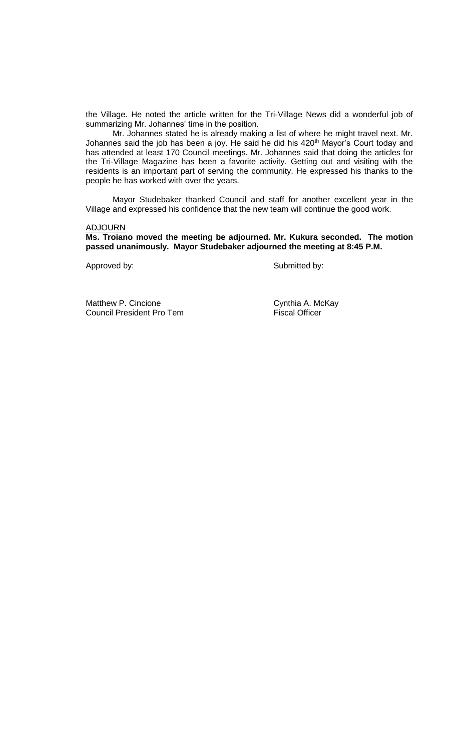the Village. He noted the article written for the Tri-Village News did a wonderful job of summarizing Mr. Johannes' time in the position.

Mr. Johannes stated he is already making a list of where he might travel next. Mr. Johannes said the job has been a joy. He said he did his 420th Mayor's Court today and has attended at least 170 Council meetings. Mr. Johannes said that doing the articles for the Tri-Village Magazine has been a favorite activity. Getting out and visiting with the residents is an important part of serving the community. He expressed his thanks to the people he has worked with over the years.

Mayor Studebaker thanked Council and staff for another excellent year in the Village and expressed his confidence that the new team will continue the good work.

ADJOURN

**Ms. Troiano moved the meeting be adjourned. Mr. Kukura seconded. The motion passed unanimously. Mayor Studebaker adjourned the meeting at 8:45 P.M.**

Approved by: Submitted by:

Matthew P. Cincione
Council President Pro Tem

Cynthia A. McKay
Fiscal Officer